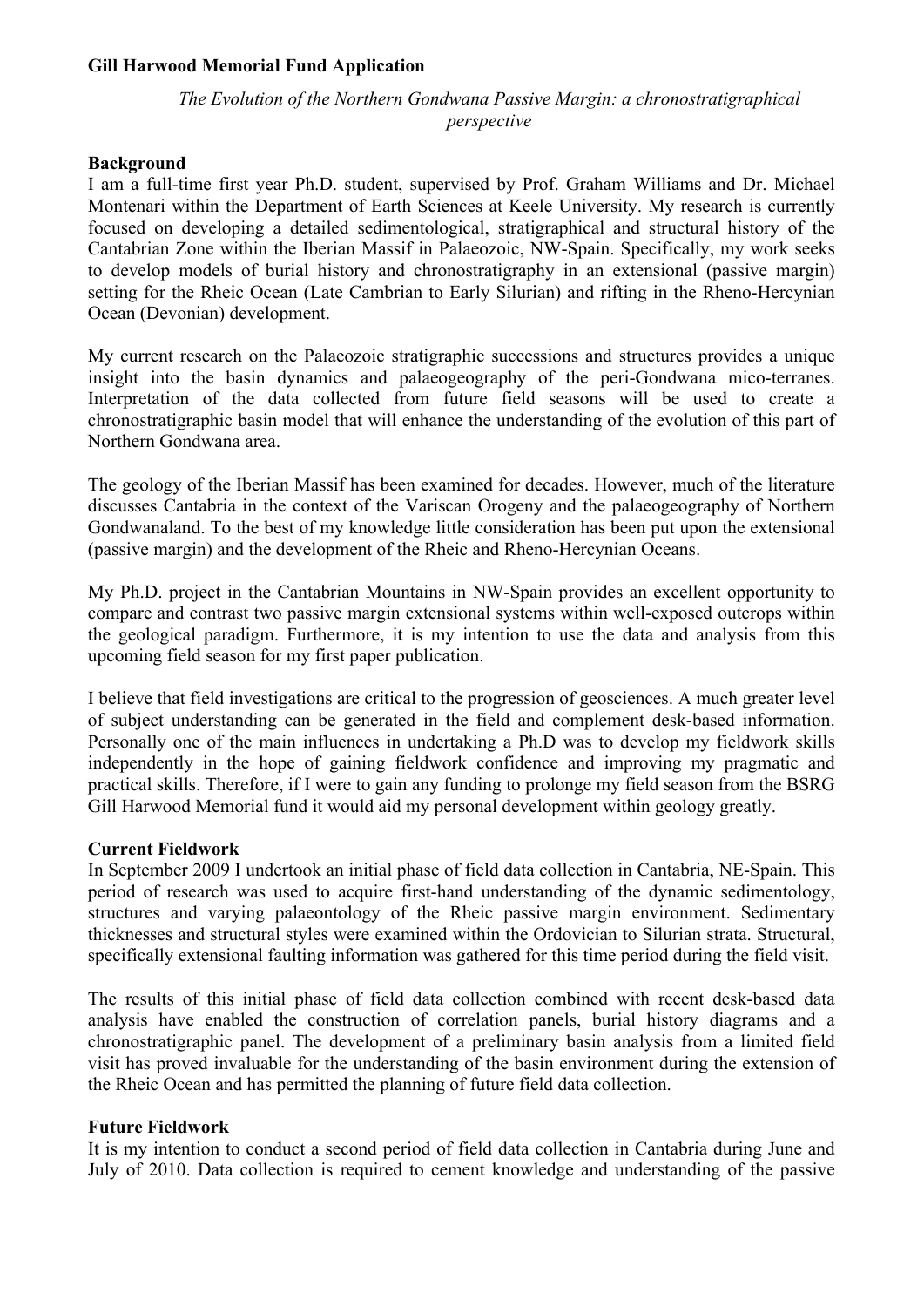**Gill Harwood Memorial Fund Application**

*The Evolution of the Northern Gondwana Passive Margin: a chronostratigraphical perspective*

**Background**

I am a full-time first year Ph.D. student, supervised by Prof. Graham Williams and Dr. Michael Montenari within the Department of Earth Sciences at Keele University. My research is currently focused on developing a detailed sedimentological, stratigraphical and structural history of the Cantabrian Zone within the Iberian Massif in Palaeozoic, NW-Spain. Specifically, my work seeks to develop models of burial history and chronostratigraphy in an extensional (passive margin) setting for the Rheic Ocean (Late Cambrian to Early Silurian) and rifting in the Rheno-Hercynian Ocean (Devonian) development.

My current research on the Palaeozoic stratigraphic successions and structures provides a unique insight into the basin dynamics and palaeogeography of the peri-Gondwana mico-terranes. Interpretation of the data collected from future field seasons will be used to create a chronostratigraphic basin model that will enhance the understanding of the evolution of this part of Northern Gondwana area.

The geology of the Iberian Massif has been examined for decades. However, much of the literature discusses Cantabria in the context of the Variscan Orogeny and the palaeogeography of Northern Gondwanaland. To the best of my knowledge little consideration has been put upon the extensional (passive margin) and the development of the Rheic and Rheno-Hercynian Oceans.

My Ph.D. project in the Cantabrian Mountains in NW-Spain provides an excellent opportunity to compare and contrast two passive margin extensional systems within well-exposed outcrops within the geological paradigm. Furthermore, it is my intention to use the data and analysis from this upcoming field season for my first paper publication.

I believe that field investigations are critical to the progression of geosciences. A much greater level of subject understanding can be generated in the field and complement desk-based information. Personally one of the main influences in undertaking a Ph.D was to develop my fieldwork skills independently in the hope of gaining fieldwork confidence and improving my pragmatic and practical skills. Therefore, if I were to gain any funding to prolonge my field season from the BSRG Gill Harwood Memorial fund it would aid my personal development within geology greatly.

**Current Fieldwork**

In September 2009 I undertook an initial phase of field data collection in Cantabria, NE-Spain. This period of research was used to acquire first-hand understanding of the dynamic sedimentology, structures and varying palaeontology of the Rheic passive margin environment. Sedimentary thicknesses and structural styles were examined within the Ordovician to Silurian strata. Structural, specifically extensional faulting information was gathered for this time period during the field visit.

The results of this initial phase of field data collection combined with recent desk-based data analysis have enabled the construction of correlation panels, burial history diagrams and a chronostratigraphic panel. The development of a preliminary basin analysis from a limited field visit has proved invaluable for the understanding of the basin environment during the extension of the Rheic Ocean and has permitted the planning of future field data collection.

**Future Fieldwork**

It is my intention to conduct a second period of field data collection in Cantabria during June and July of 2010. Data collection is required to cement knowledge and understanding of the passive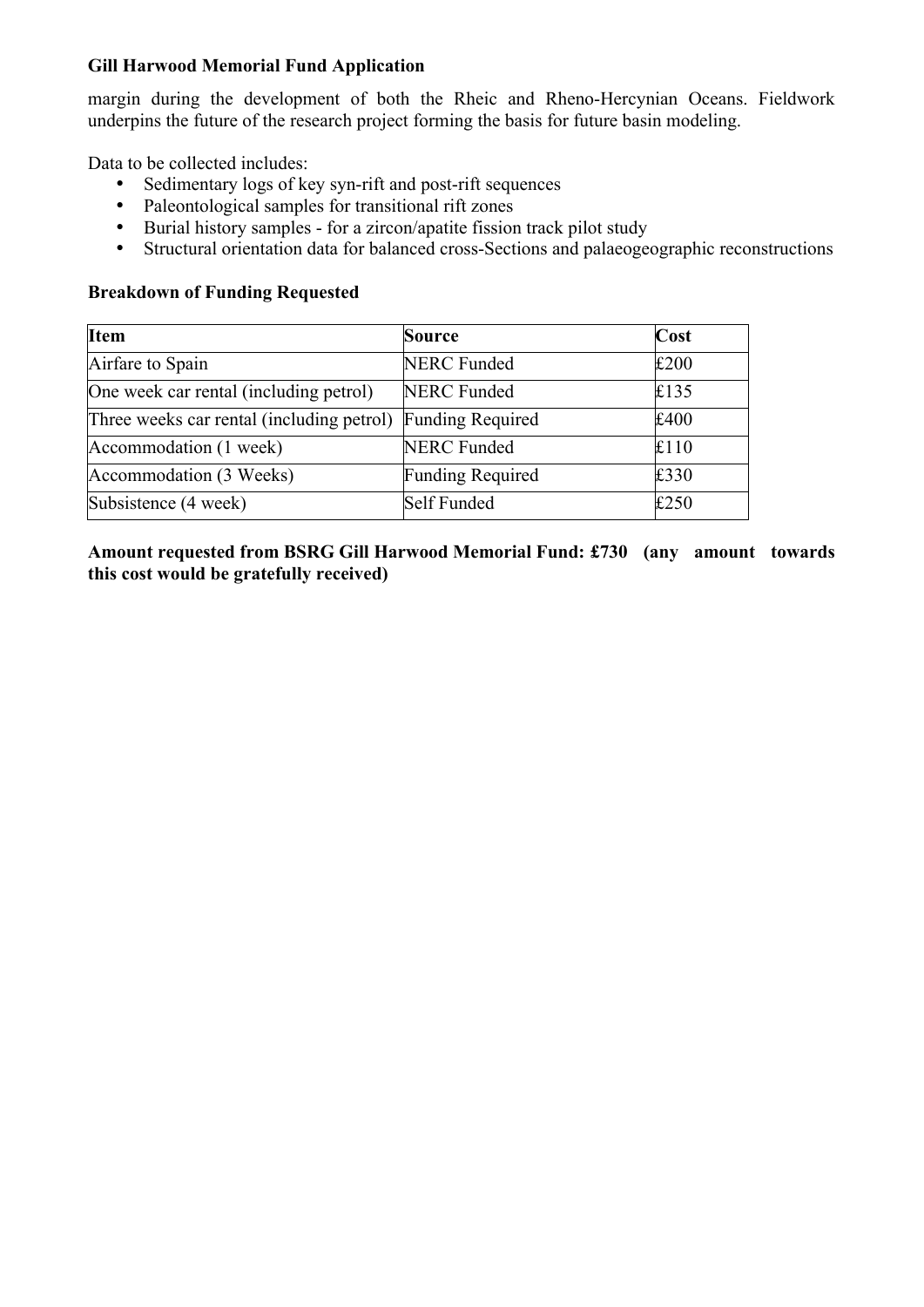**Gill Harwood Memorial Fund Application**

margin during the development of both the Rheic and Rheno-Hercynian Oceans. Fieldwork underpins the future of the research project forming the basis for future basin modeling.

Data to be collected includes:

- Sedimentary logs of key syn-rift and post-rift sequences
- Paleontological samples for transitional rift zones
- Burial history samples - for a zircon/apatite fission track pilot study
- Structural orientation data for balanced cross-Sections and palaeogeographic reconstructions

**Breakdown of Funding Requested**

| **Item** | **Source** | **Cost** |
|---|---|---|
| Airfare to Spain | NERC Funded | £200 |
| One week car rental (including petrol) | NERC Funded | £135 |
| Three weeks car rental (including petrol) | Funding Required | £400 |
| Accommodation (1 week) | NERC Funded | £110 |
| Accommodation (3 Weeks) | Funding Required | £330 |
| Subsistence (4 week) | Self Funded | £250 |

**Amount requested from BSRG Gill Harwood Memorial Fund: £730 (any amount towards this cost would be gratefully received)**